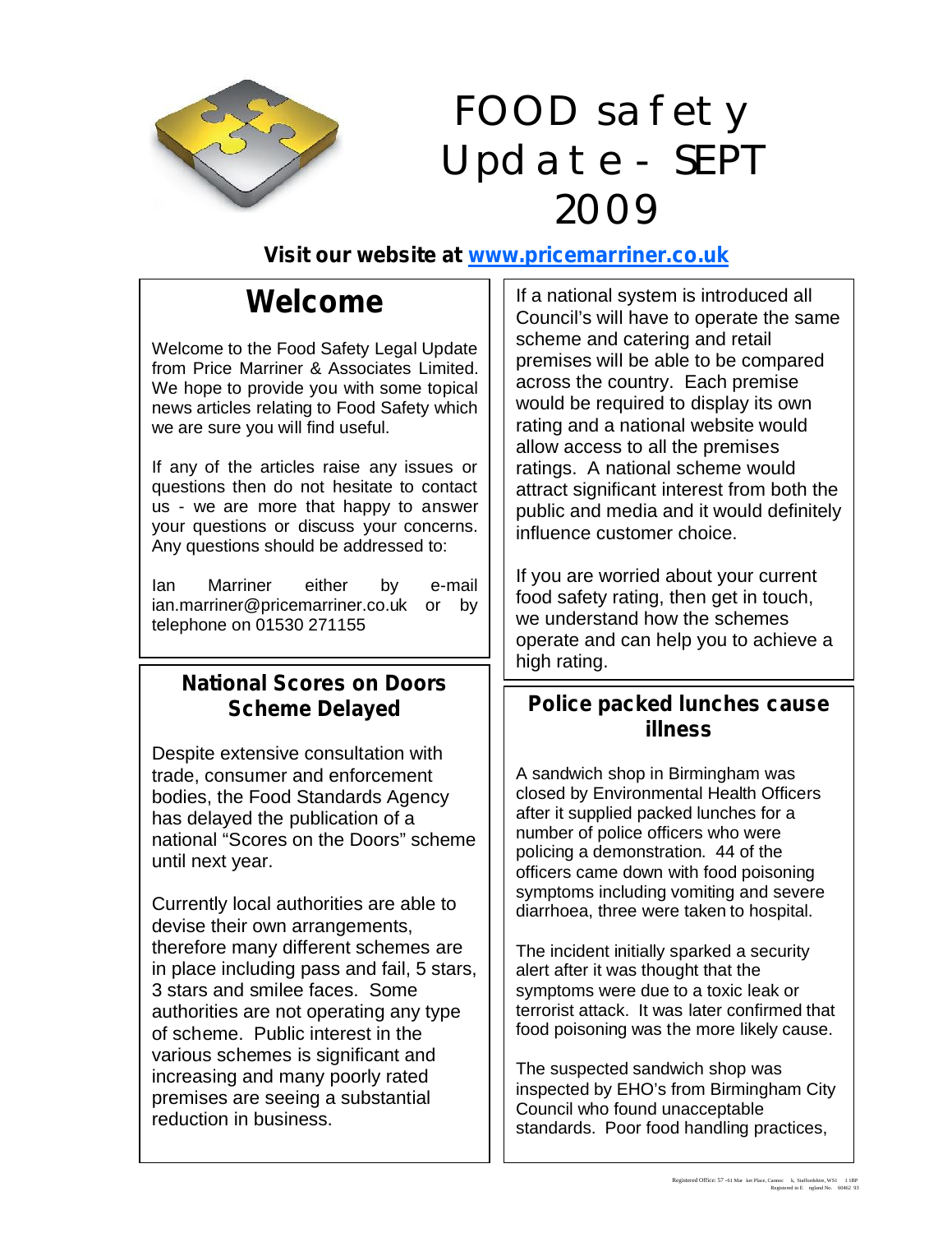# FOOD safety Update - SEPT 2009

**Visit our website at [www.pricemarriner.co.uk](http://www.pricemarriner.co.uk)**

## Welcome

Welcome to the Food Safety Legal Update from Price Marriner & Associates Limited. We hope to provide you with some topical news articles relating to Food Safety which we are sure you will find useful.

If any of the articles raise any issues or questions then do not hesitate to contact us - we are more that happy to answer your questions or discuss your concerns. Any questions should be addressed to:

Ian Marriner either by e-mail ian.marriner@pricemarriner.co.uk or by telephone on 01530 271155

## National Scores on Doors Scheme Delayed

Despite extensive consultation with trade, consumer and enforcement bodies, the Food Standards Agency has delayed the publication of a national "Scores on the Doors" scheme until next year.

Currently local authorities are able to devise their own arrangements, therefore many different schemes are in place including pass and fail, 5 stars, 3 stars and smilee faces. Some authorities are not operating any type of scheme. Public interest in the various schemes is significant and increasing and many poorly rated premises are seeing a substantial reduction in business.

If a national system is introduced all Council's will have to operate the same scheme and catering and retail premises will be able to be compared across the country. Each premise would be required to display its own rating and a national website would allow access to all the premises ratings. A national scheme would attract significant interest from both the public and media and it would definitely influence customer choice.

If you are worried about your current food safety rating, then get in touch, we understand how the schemes operate and can help you to achieve a high rating.

## Police packed lunches cause illness

A sandwich shop in Birmingham was closed by Environmental Health Officers after it supplied packed lunches for a number of police officers who were policing a demonstration. 44 of the officers came down with food poisoning symptoms including vomiting and severe diarrhoea, three were taken to hospital.

The incident initially sparked a security alert after it was thought that the symptoms were due to a toxic leak or terrorist attack. It was later confirmed that food poisoning was the more likely cause.

The suspected sandwich shop was inspected by EHO's from Birmingham City Council who found unacceptable standards. Poor food handling practices,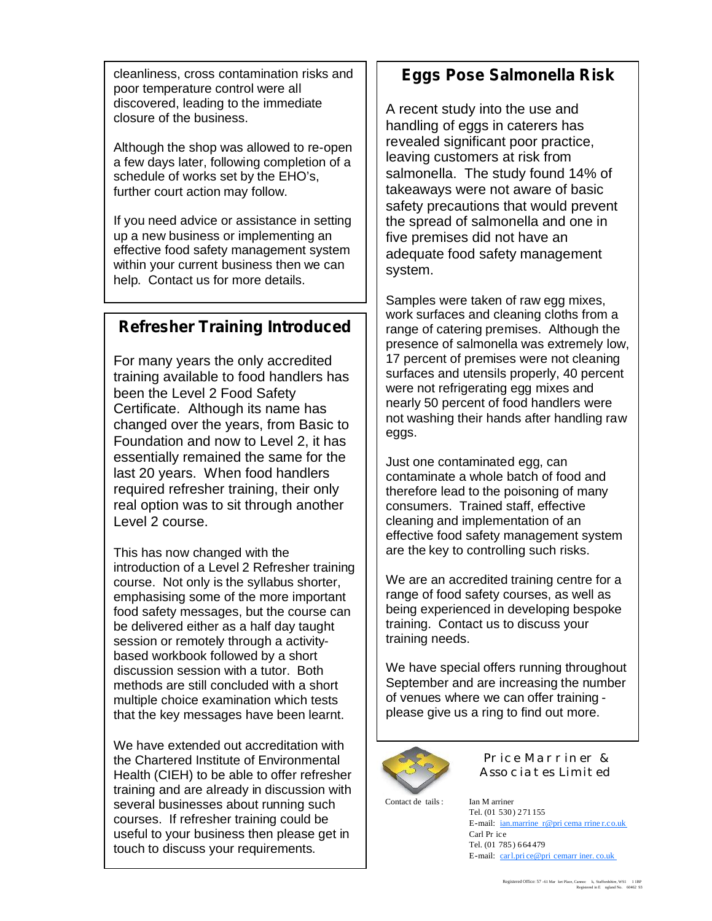cleanliness, cross contamination risks and poor temperature control were all discovered, leading to the immediate closure of the business.

Although the shop was allowed to re-open a few days later, following completion of a schedule of works set by the EHO's, further court action may follow.

If you need advice or assistance in setting up a new business or implementing an effective food safety management system within your current business then we can help. Contact us for more details.

## Refresher Training Introduced

For many years the only accredited training available to food handlers has been the Level 2 Food Safety Certificate. Although its name has changed over the years, from Basic to Foundation and now to Level 2, it has essentially remained the same for the last 20 years. When food handlers required refresher training, their only real option was to sit through another Level 2 course.

This has now changed with the introduction of a Level 2 Refresher training course. Not only is the syllabus shorter, emphasising some of the more important food safety messages, but the course can be delivered either as a half day taught session or remotely through a activity-based workbook followed by a short discussion session with a tutor. Both methods are still concluded with a short multiple choice examination which tests that the key messages have been learnt.

We have extended out accreditation with the Chartered Institute of Environmental Health (CIEH) to be able to offer refresher training and are already in discussion with several businesses about running such courses. If refresher training could be useful to your business then please get in touch to discuss your requirements.

## Eggs Pose Salmonella Risk

A recent study into the use and handling of eggs in caterers has revealed significant poor practice, leaving customers at risk from salmonella. The study found 14% of takeaways were not aware of basic safety precautions that would prevent the spread of salmonella and one in five premises did not have an adequate food safety management system.

Samples were taken of raw egg mixes, work surfaces and cleaning cloths from a range of catering premises. Although the presence of salmonella was extremely low, 17 percent of premises were not cleaning surfaces and utensils properly, 40 percent were not refrigerating egg mixes and nearly 50 percent of food handlers were not washing their hands after handling raw eggs.

Just one contaminated egg, can contaminate a whole batch of food and therefore lead to the poisoning of many consumers. Trained staff, effective cleaning and implementation of an effective food safety management system are the key to controlling such risks.

We are an accredited training centre for a range of food safety courses, as well as being experienced in developing bespoke training. Contact us to discuss your training needs.

We have special offers running throughout September and are increasing the number of venues where we can offer training - please give us a ring to find out more.

**Price Marriner & Associates Limited**

Contact details:

Ian Marriner
Tel. (01 530) 271155
E-mail: ian.marriner@pricemarriner.co.uk

Carl Price
Tel. (01 785) 664479
E-mail: carl.price@pricemarriner.co.uk

Registered Office: 57-61 Market Place, Cannock, Staffordshire, WS11 1BP
Registered in England No. 60462 93